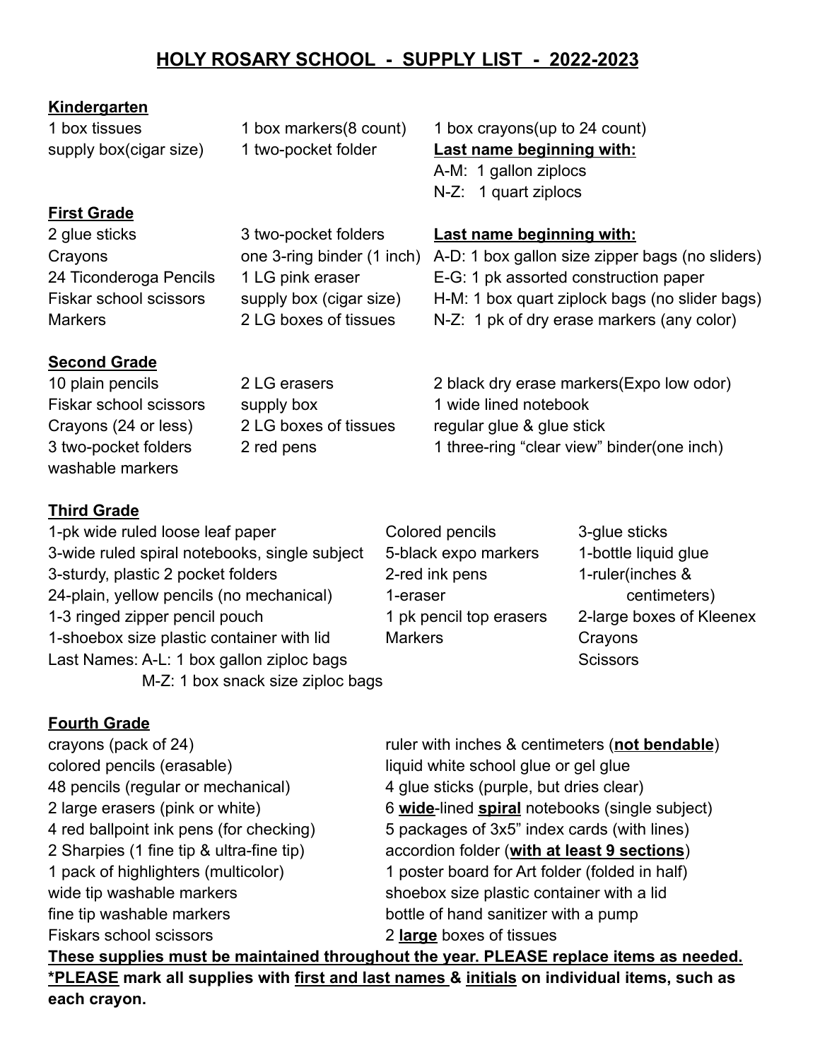# HOLY ROSARY SCHOOL - SUPPLY LIST - 2022-2023

## Kindergarten

- 1 box tissues
- supply box(cigar size)
- 1 box markers(8 count)
- 1 two-pocket folder
- 1 box crayons(up to 24 count)

**Last name beginning with:**

- A-M: 1 gallon ziplocs
- N-Z: 1 quart ziplocs

## First Grade

- 2 glue sticks
- Crayons
- 24 Ticonderoga Pencils
- Fiskar school scissors
- Markers
- 3 two-pocket folders
- one 3-ring binder (1 inch)
- 1 LG pink eraser
- supply box (cigar size)
- 2 LG boxes of tissues

**Last name beginning with:**

- A-D: 1 box gallon size zipper bags (no sliders)
- E-G: 1 pk assorted construction paper
- H-M: 1 box quart ziplock bags (no slider bags)
- N-Z: 1 pk of dry erase markers (any color)

## Second Grade

- 10 plain pencils
- Fiskar school scissors
- Crayons (24 or less)
- 3 two-pocket folders
- washable markers
- 2 LG erasers
- supply box
- 2 LG boxes of tissues
- 2 red pens
- 2 black dry erase markers(Expo low odor)
- 1 wide lined notebook
- regular glue & glue stick
- 1 three-ring "clear view" binder(one inch)

## Third Grade

- 1-pk wide ruled loose leaf paper
- 3-wide ruled spiral notebooks, single subject
- 3-sturdy, plastic 2 pocket folders
- 24-plain, yellow pencils (no mechanical)
- 1-3 ringed zipper pencil pouch
- 1-shoebox size plastic container with lid
- Last Names: A-L: 1 box gallon ziploc bags
  - M-Z: 1 box snack size ziploc bags
- Colored pencils
- 5-black expo markers
- 2-red ink pens
- 1-eraser
- 1 pk pencil top erasers
- Markers
- 3-glue sticks
- 1-bottle liquid glue
- 1-ruler(inches & centimeters)
- 2-large boxes of Kleenex
- Crayons
- Scissors

## Fourth Grade

- crayons (pack of 24)
- colored pencils (erasable)
- 48 pencils (regular or mechanical)
- 2 large erasers (pink or white)
- 4 red ballpoint ink pens (for checking)
- 2 Sharpies (1 fine tip & ultra-fine tip)
- 1 pack of highlighters (multicolor)
- wide tip washable markers
- fine tip washable markers
- Fiskars school scissors
- ruler with inches & centimeters (**not bendable**)
- liquid white school glue or gel glue
- 4 glue sticks (purple, but dries clear)
- 6 **wide**-lined **spiral** notebooks (single subject)
- 5 packages of 3x5" index cards (with lines)
- accordion folder (**with at least 9 sections**)
- 1 poster board for Art folder (folded in half)
- shoebox size plastic container with a lid
- bottle of hand sanitizer with a pump
- 2 **large** boxes of tissues

**These supplies must be maintained throughout the year. PLEASE replace items as needed.**
**\*PLEASE mark all supplies with first and last names & initials on individual items, such as each crayon.**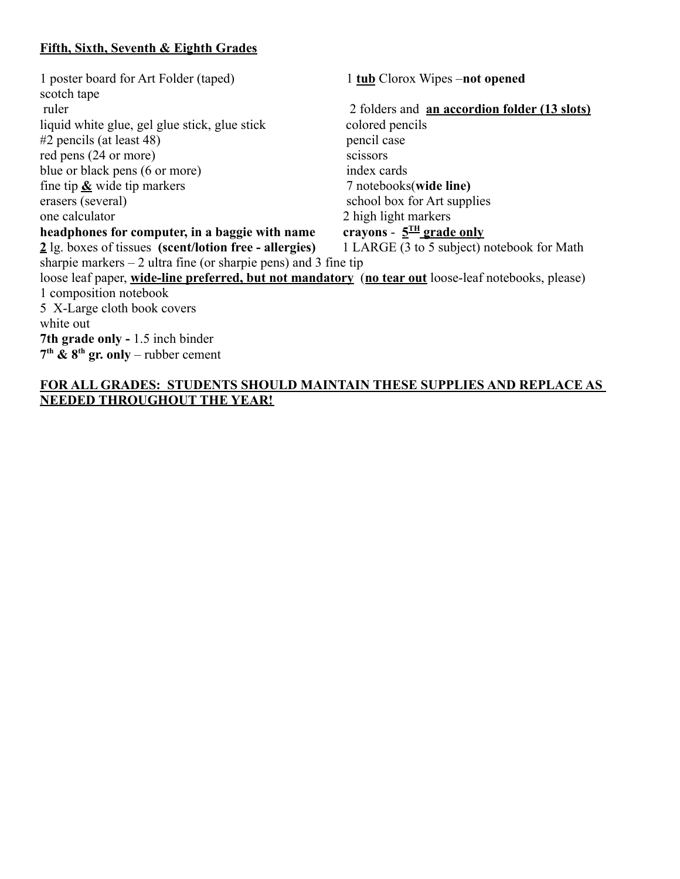**<u>Fifth, Sixth, Seventh & Eighth Grades</u>**

1 poster board for Art Folder (taped)
scotch tape
ruler
liquid white glue, gel glue stick, glue stick
#2 pencils (at least 48)
red pens (24 or more)
blue or black pens (6 or more)
fine tip **<u>&</u>** wide tip markers
erasers (several)
one calculator
**headphones for computer, in a baggie with name**
**<u>2</u>** lg. boxes of tissues **(scent/lotion free - allergies)**

1 **<u>tub</u>** Clorox Wipes –**not opened**

2 folders and **<u>an accordion folder (13 slots)</u>**
colored pencils
pencil case
scissors
index cards
7 notebooks(**wide line)**
school box for Art supplies
2 high light markers
**crayons** - **<u>5TH grade only</u>**
1 LARGE (3 to 5 subject) notebook for Math

sharpie markers – 2 ultra fine (or sharpie pens) and 3 fine tip
loose leaf paper, **<u>wide-line preferred, but not mandatory</u>** (**<u>no tear out</u>** loose-leaf notebooks, please)
1 composition notebook
5 X-Large cloth book covers
white out
**7th grade only -** 1.5 inch binder
**7th & 8th gr. only** – rubber cement

**<u>FOR ALL GRADES: STUDENTS SHOULD MAINTAIN THESE SUPPLIES AND REPLACE AS NEEDED THROUGHOUT THE YEAR!</u>**